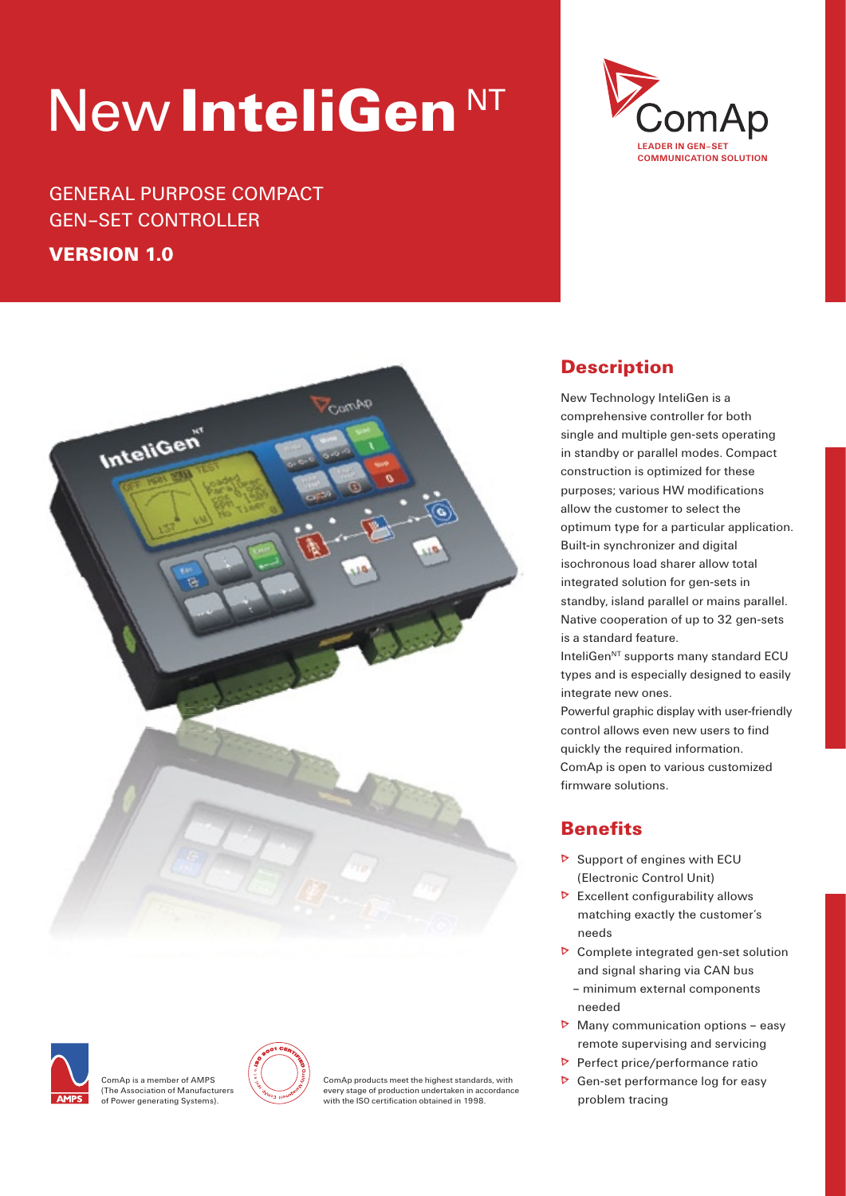# New InteliGen NT

ComAp
LEADER IN GEN–SET COMMUNICATION SOLUTION

GENERAL PURPOSE COMPACT GEN–SET CONTROLLER

**VERSION 1.0**

## Description

New Technology InteliGen is a comprehensive controller for both single and multiple gen-sets operating in standby or parallel modes. Compact construction is optimized for these purposes; various HW modifications allow the customer to select the optimum type for a particular application. Built-in synchronizer and digital isochronous load sharer allow total integrated solution for gen-sets in standby, island parallel or mains parallel. Native cooperation of up to 32 gen-sets is a standard feature.

InteliGen[NT] supports many standard ECU types and is especially designed to easily integrate new ones.

Powerful graphic display with user-friendly control allows even new users to find quickly the required information.

ComAp is open to various customized firmware solutions.

## Benefits

- Support of engines with ECU (Electronic Control Unit)
- Excellent configurability allows matching exactly the customer's needs
- Complete integrated gen-set solution and signal sharing via CAN bus – minimum external components needed
- Many communication options – easy remote supervising and servicing
- Perfect price/performance ratio
- Gen-set performance log for easy problem tracing

ComAp is a member of AMPS (The Association of Manufacturers of Power generating Systems).

ComAp products meet the highest standards, with every stage of production undertaken in accordance with the ISO certification obtained in 1998.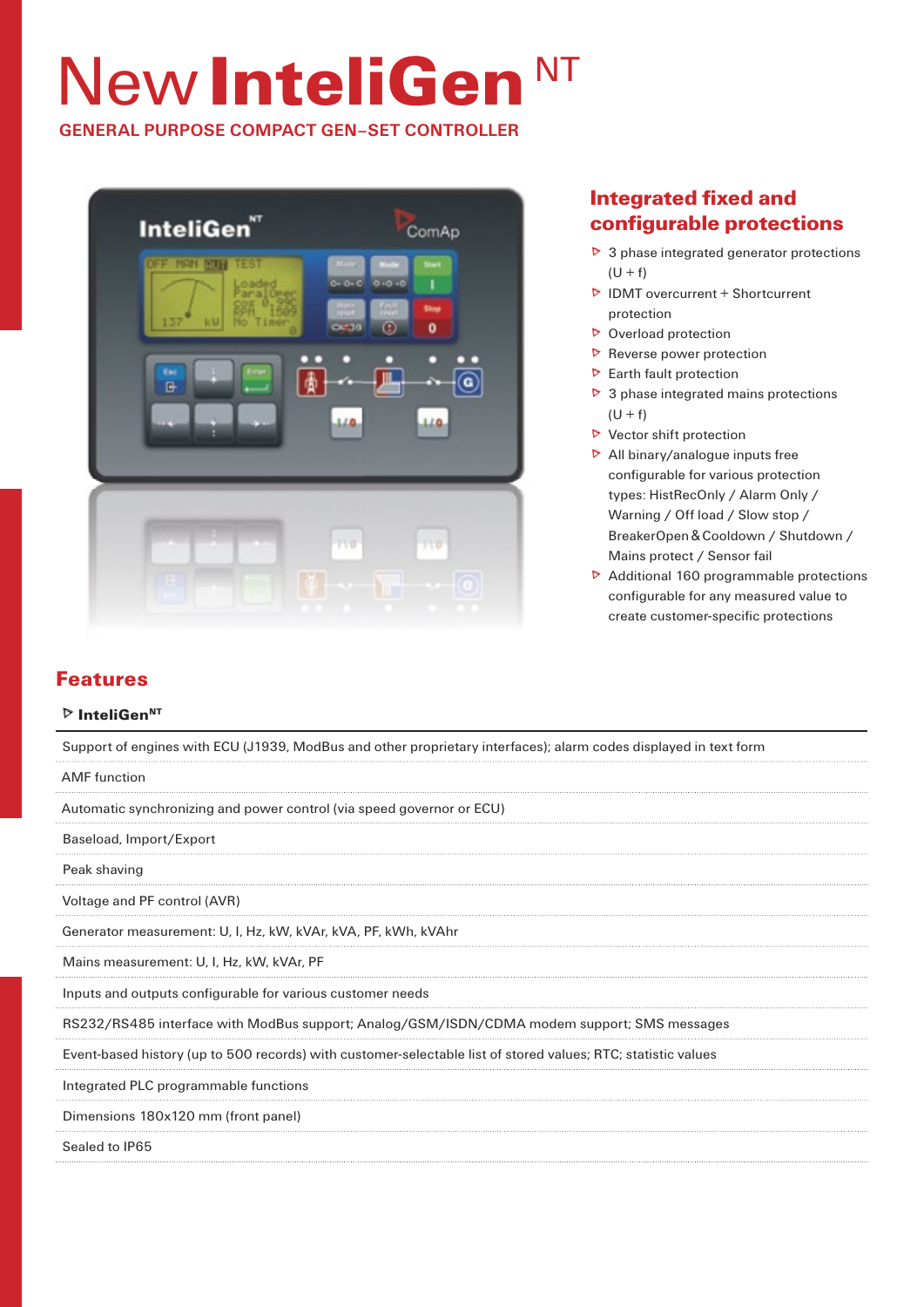# New InteliGen NT

**GENERAL PURPOSE COMPACT GEN-SET CONTROLLER**

## Integrated fixed and configurable protections

- 3 phase integrated generator protections (U + f)
- IDMT overcurrent + Shortcurrent protection
- Overload protection
- Reverse power protection
- Earth fault protection
- 3 phase integrated mains protections (U + f)
- Vector shift protection
- All binary/analogue inputs free configurable for various protection types: HistRecOnly / Alarm Only / Warning / Off load / Slow stop / BreakerOpen & Cooldown / Shutdown / Mains protect / Sensor fail
- Additional 160 programmable protections configurable for any measured value to create customer-specific protections

## Features

**InteliGen NT**

| |
|---|
| Support of engines with ECU (J1939, ModBus and other proprietary interfaces); alarm codes displayed in text form |
| AMF function |
| Automatic synchronizing and power control (via speed governor or ECU) |
| Baseload, Import/Export |
| Peak shaving |
| Voltage and PF control (AVR) |
| Generator measurement: U, I, Hz, kW, kVAr, kVA, PF, kWh, kVAhr |
| Mains measurement: U, I, Hz, kW, kVAr, PF |
| Inputs and outputs configurable for various customer needs |
| RS232/RS485 interface with ModBus support; Analog/GSM/ISDN/CDMA modem support; SMS messages |
| Event-based history (up to 500 records) with customer-selectable list of stored values; RTC; statistic values |
| Integrated PLC programmable functions |
| Dimensions 180x120 mm (front panel) |
| Sealed to IP65 |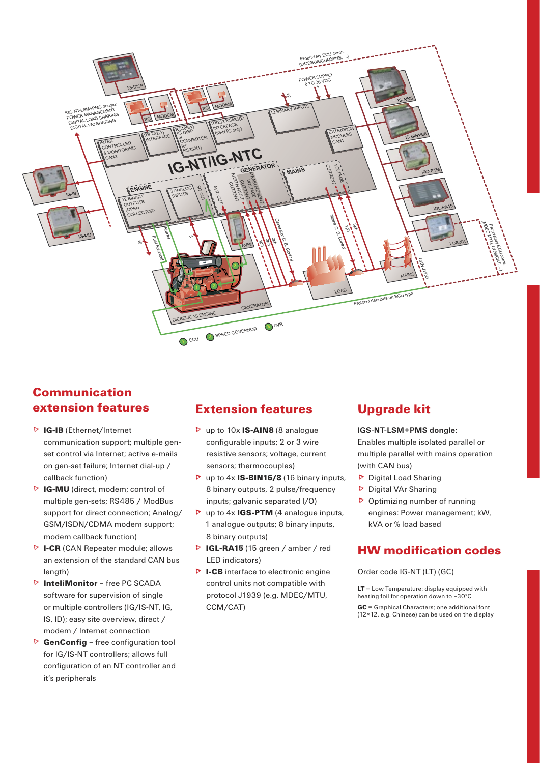## Communication extension features

- **IG-IB** (Ethernet/Internet communication support; multiple gen-set control via Internet; active e-mails on gen-set failure; Internet dial-up / callback function)
- **IG-MU** (direct, modem; control of multiple gen-sets; RS485 / ModBus support for direct connection; Analog/ GSM/ISDN/CDMA modem support; modem callback function)
- **I-CR** (CAN Repeater module; allows an extension of the standard CAN bus length)
- **InteliMonitor** – free PC SCADA software for supervision of single or multiple controllers (IG/IS-NT, IG, IS, ID); easy site overview, direct / modem / Internet connection
- **GenConfig** – free configuration tool for IG/IS-NT controllers; allows full configuration of an NT controller and it's peripherals

## Extension features

- up to 10x **IS-AIN8** (8 analogue configurable inputs; 2 or 3 wire resistive sensors; voltage, current sensors; thermocouples)
- up to 4x **IS-BIN16/8** (16 binary inputs, 8 binary outputs, 2 pulse/frequency inputs; galvanic separated I/O)
- up to 4x **IGS-PTM** (4 analogue inputs, 1 analogue outputs; 8 binary inputs, 8 binary outputs)
- **IGL-RA15** (15 green / amber / red LED indicators)
- **I-CB** interface to electronic engine control units not compatible with protocol J1939 (e.g. MDEC/MTU, CCM/CAT)

## Upgrade kit

**IGS-NT-LSM+PMS dongle:**
Enables multiple isolated parallel or multiple parallel with mains operation (with CAN bus)

- Digital Load Sharing
- Digital VAr Sharing
- Optimizing number of running engines: Power management; kW, kVA or % load based

## HW modification codes

Order code IG-NT (LT) (GC)

**LT** = Low Temperature; display equipped with heating foil for operation down to –30°C

**GC** = Graphical Characters; one additional font (12×12, e.g. Chinese) can be used on the display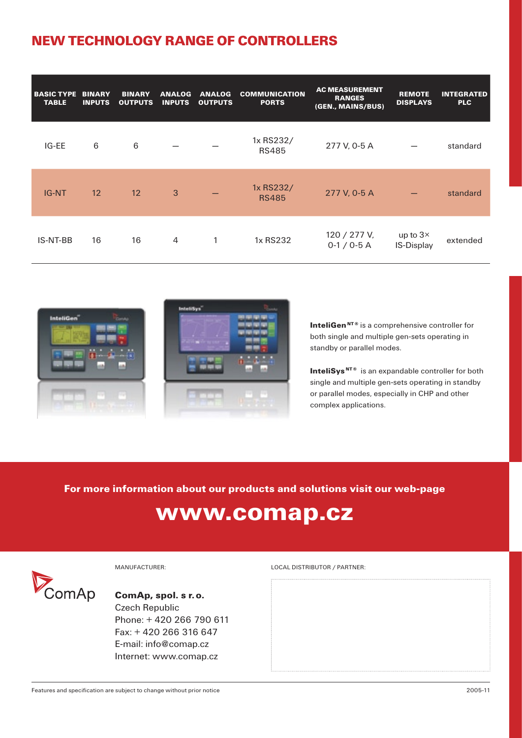# NEW TECHNOLOGY RANGE OF CONTROLLERS

| BASIC TYPE TABLE | BINARY INPUTS | BINARY OUTPUTS | ANALOG INPUTS | ANALOG OUTPUTS | COMMUNICATION PORTS | AC MEASUREMENT RANGES (GEN., MAINS/BUS) | REMOTE DISPLAYS | INTEGRATED PLC |
|---|---|---|---|---|---|---|---|---|
| IG-EE | 6 | 6 | — | — | 1x RS232/ RS485 | 277 V, 0-5 A | — | standard |
| IG-NT | 12 | 12 | 3 | — | 1x RS232/ RS485 | 277 V, 0-5 A | — | standard |
| IS-NT-BB | 16 | 16 | 4 | 1 | 1x RS232 | 120 / 277 V, 0-1 / 0-5 A | up to 3× IS-Display | extended |

**InteliGen**NT® is a comprehensive controller for both single and multiple gen-sets operating in standby or parallel modes.

**InteliSys**NT® is an expandable controller for both single and multiple gen-sets operating in standby or parallel modes, especially in CHP and other complex applications.

**For more information about our products and solutions visit our web-page**

## www.comap.cz

MANUFACTURER:

**ComAp, spol. s r. o.**
Czech Republic
Phone: + 420 266 790 611
Fax: + 420 266 316 647
E-mail: info@comap.cz
Internet: www.comap.cz

LOCAL DISTRIBUTOR / PARTNER:

Features and specification are subject to change without prior notice

2005-11